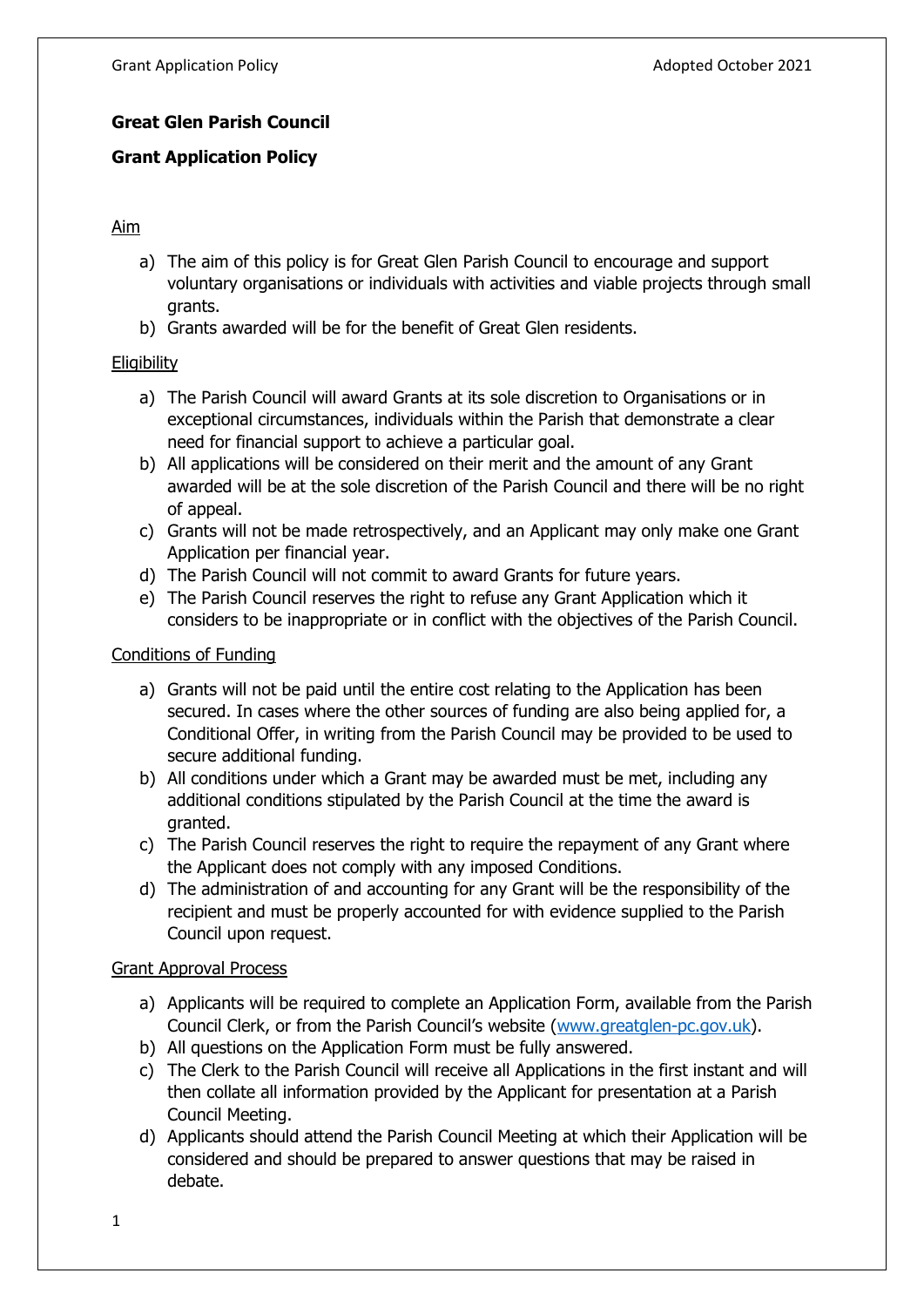# Great Glen Parish Council

## Grant Application Policy

### Aim

a) The aim of this policy is for Great Glen Parish Council to encourage and support voluntary organisations or individuals with activities and viable projects through small grants.
b) Grants awarded will be for the benefit of Great Glen residents.

### Eligibility

a) The Parish Council will award Grants at its sole discretion to Organisations or in exceptional circumstances, individuals within the Parish that demonstrate a clear need for financial support to achieve a particular goal.
b) All applications will be considered on their merit and the amount of any Grant awarded will be at the sole discretion of the Parish Council and there will be no right of appeal.
c) Grants will not be made retrospectively, and an Applicant may only make one Grant Application per financial year.
d) The Parish Council will not commit to award Grants for future years.
e) The Parish Council reserves the right to refuse any Grant Application which it considers to be inappropriate or in conflict with the objectives of the Parish Council.

### Conditions of Funding

a) Grants will not be paid until the entire cost relating to the Application has been secured. In cases where the other sources of funding are also being applied for, a Conditional Offer, in writing from the Parish Council may be provided to be used to secure additional funding.
b) All conditions under which a Grant may be awarded must be met, including any additional conditions stipulated by the Parish Council at the time the award is granted.
c) The Parish Council reserves the right to require the repayment of any Grant where the Applicant does not comply with any imposed Conditions.
d) The administration of and accounting for any Grant will be the responsibility of the recipient and must be properly accounted for with evidence supplied to the Parish Council upon request.

### Grant Approval Process

a) Applicants will be required to complete an Application Form, available from the Parish Council Clerk, or from the Parish Council's website (www.greatglen-pc.gov.uk).
b) All questions on the Application Form must be fully answered.
c) The Clerk to the Parish Council will receive all Applications in the first instant and will then collate all information provided by the Applicant for presentation at a Parish Council Meeting.
d) Applicants should attend the Parish Council Meeting at which their Application will be considered and should be prepared to answer questions that may be raised in debate.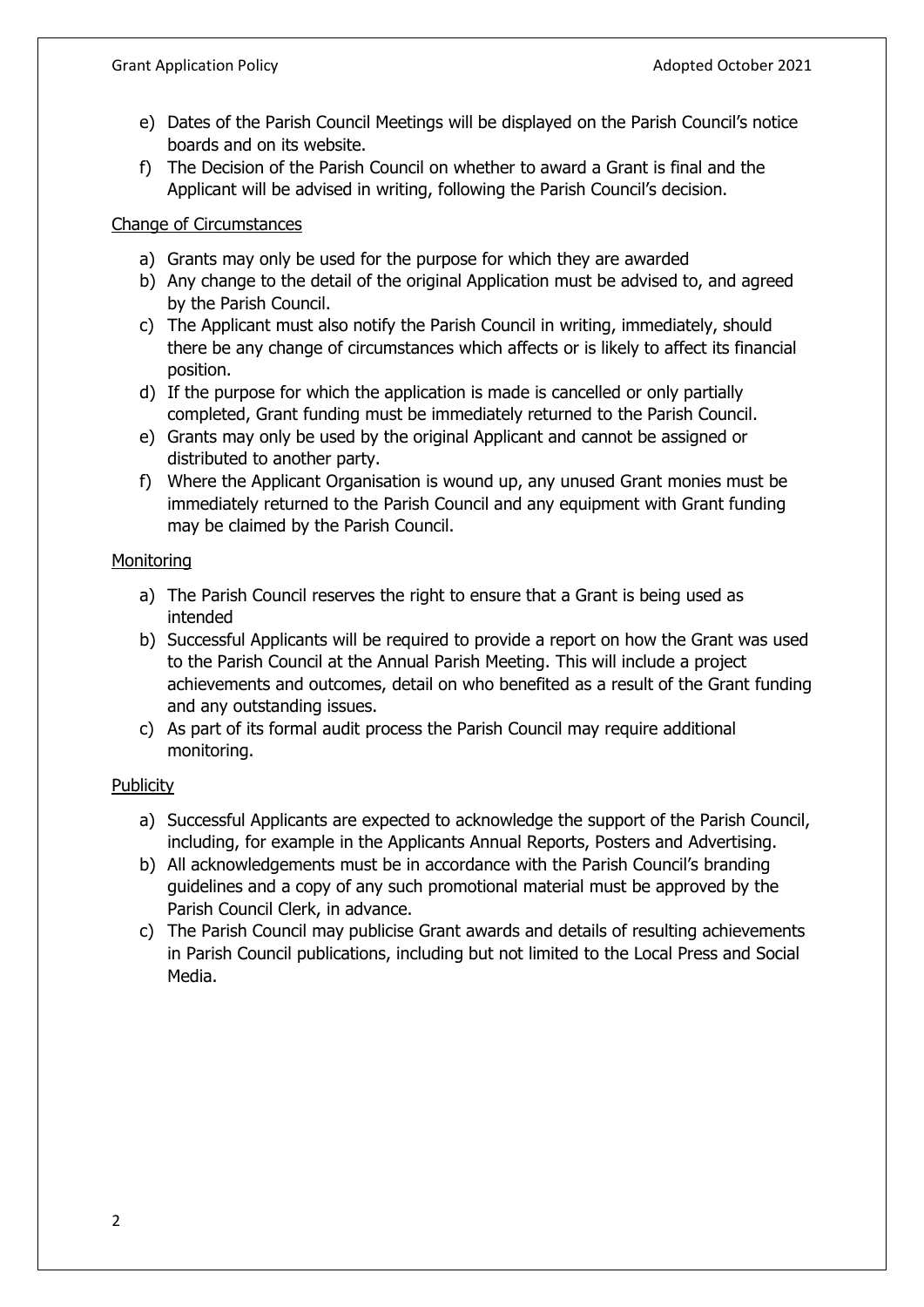e) Dates of the Parish Council Meetings will be displayed on the Parish Council's notice boards and on its website.
f) The Decision of the Parish Council on whether to award a Grant is final and the Applicant will be advised in writing, following the Parish Council's decision.

Change of Circumstances

a) Grants may only be used for the purpose for which they are awarded
b) Any change to the detail of the original Application must be advised to, and agreed by the Parish Council.
c) The Applicant must also notify the Parish Council in writing, immediately, should there be any change of circumstances which affects or is likely to affect its financial position.
d) If the purpose for which the application is made is cancelled or only partially completed, Grant funding must be immediately returned to the Parish Council.
e) Grants may only be used by the original Applicant and cannot be assigned or distributed to another party.
f) Where the Applicant Organisation is wound up, any unused Grant monies must be immediately returned to the Parish Council and any equipment with Grant funding may be claimed by the Parish Council.

Monitoring

a) The Parish Council reserves the right to ensure that a Grant is being used as intended
b) Successful Applicants will be required to provide a report on how the Grant was used to the Parish Council at the Annual Parish Meeting. This will include a project achievements and outcomes, detail on who benefited as a result of the Grant funding and any outstanding issues.
c) As part of its formal audit process the Parish Council may require additional monitoring.

Publicity

a) Successful Applicants are expected to acknowledge the support of the Parish Council, including, for example in the Applicants Annual Reports, Posters and Advertising.
b) All acknowledgements must be in accordance with the Parish Council's branding guidelines and a copy of any such promotional material must be approved by the Parish Council Clerk, in advance.
c) The Parish Council may publicise Grant awards and details of resulting achievements in Parish Council publications, including but not limited to the Local Press and Social Media.